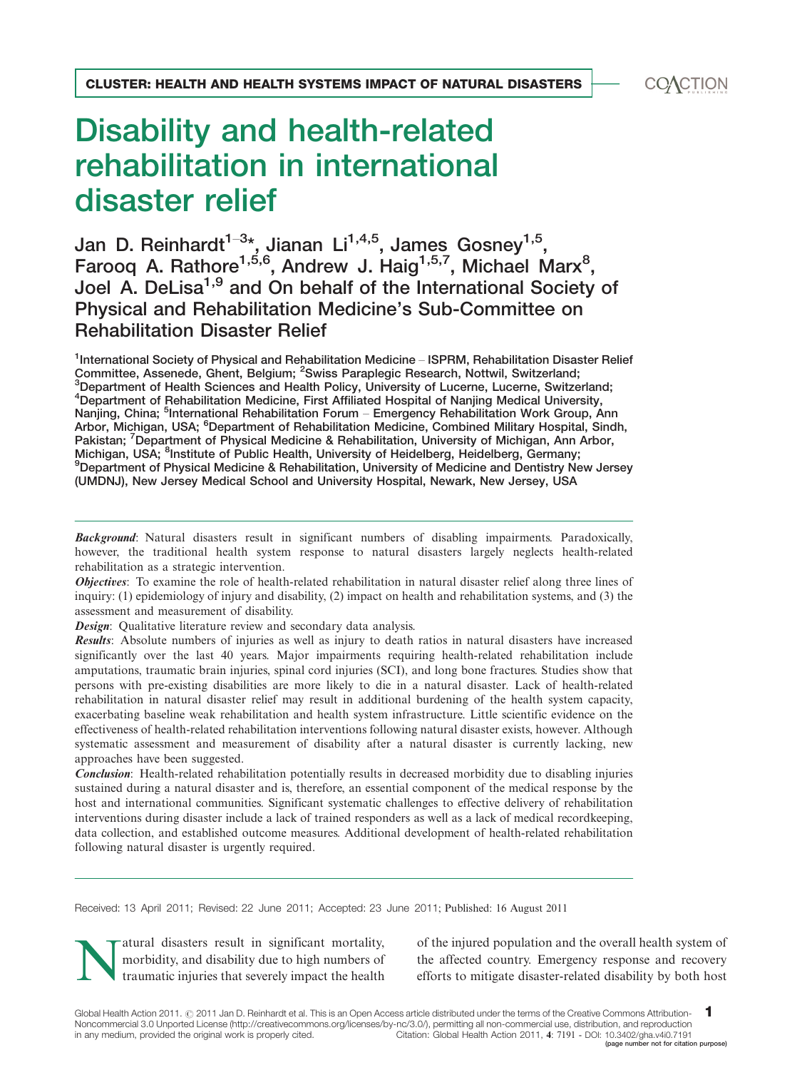CLUSTER: HEALTH AND HEALTH SYSTEMS IMPACT OF NATURAL DISASTERS

# Disability and health-related rehabilitation in international disaster relief

Jan D. Reinhardt[1–3]*, Jianan Li[1,4,5], James Gosney[1,5], Farooq A. Rathore[1,5,6], Andrew J. Haig[1,5,7], Michael Marx[8], Joel A. DeLisa[1,9] and On behalf of the International Society of Physical and Rehabilitation Medicine's Sub-Committee on Rehabilitation Disaster Relief

[1]International Society of Physical and Rehabilitation Medicine – ISPRM, Rehabilitation Disaster Relief Committee, Assenede, Ghent, Belgium; [2]Swiss Paraplegic Research, Nottwil, Switzerland; [3]Department of Health Sciences and Health Policy, University of Lucerne, Lucerne, Switzerland; [4]Department of Rehabilitation Medicine, First Affiliated Hospital of Nanjing Medical University, Nanjing, China; [5]International Rehabilitation Forum – Emergency Rehabilitation Work Group, Ann Arbor, Michigan, USA; [6]Department of Rehabilitation Medicine, Combined Military Hospital, Sindh, Pakistan; [7]Department of Physical Medicine & Rehabilitation, University of Michigan, Ann Arbor, Michigan, USA; [8]Institute of Public Health, University of Heidelberg, Heidelberg, Germany; [9]Department of Physical Medicine & Rehabilitation, University of Medicine and Dentistry New Jersey (UMDNJ), New Jersey Medical School and University Hospital, Newark, New Jersey, USA

***Background***: Natural disasters result in significant numbers of disabling impairments. Paradoxically, however, the traditional health system response to natural disasters largely neglects health-related rehabilitation as a strategic intervention.

***Objectives***: To examine the role of health-related rehabilitation in natural disaster relief along three lines of inquiry: (1) epidemiology of injury and disability, (2) impact on health and rehabilitation systems, and (3) the assessment and measurement of disability.

***Design***: Qualitative literature review and secondary data analysis.

***Results***: Absolute numbers of injuries as well as injury to death ratios in natural disasters have increased significantly over the last 40 years. Major impairments requiring health-related rehabilitation include amputations, traumatic brain injuries, spinal cord injuries (SCI), and long bone fractures. Studies show that persons with pre-existing disabilities are more likely to die in a natural disaster. Lack of health-related rehabilitation in natural disaster relief may result in additional burdening of the health system capacity, exacerbating baseline weak rehabilitation and health system infrastructure. Little scientific evidence on the effectiveness of health-related rehabilitation interventions following natural disaster exists, however. Although systematic assessment and measurement of disability after a natural disaster is currently lacking, new approaches have been suggested.

***Conclusion***: Health-related rehabilitation potentially results in decreased morbidity due to disabling injuries sustained during a natural disaster and is, therefore, an essential component of the medical response by the host and international communities. Significant systematic challenges to effective delivery of rehabilitation interventions during disaster include a lack of trained responders as well as a lack of medical recordkeeping, data collection, and established outcome measures. Additional development of health-related rehabilitation following natural disaster is urgently required.

Received: 13 April 2011; Revised: 22 June 2011; Accepted: 23 June 2011; Published: 16 August 2011

Natural disasters result in significant mortality, morbidity, and disability due to high numbers of traumatic injuries that severely impact the health of the injured population and the overall health system of the affected country. Emergency response and recovery efforts to mitigate disaster-related disability by both host

Global Health Action 2011. © 2011 Jan D. Reinhardt et al. This is an Open Access article distributed under the terms of the Creative Commons Attribution-Noncommercial 3.0 Unported License (http://creativecommons.org/licenses/by-nc/3.0/), permitting all non-commercial use, distribution, and reproduction in any medium, provided the original work is properly cited. Citation: Global Health Action 2011, 4: 7191 - DOI: 10.3402/gha.v4i0.7191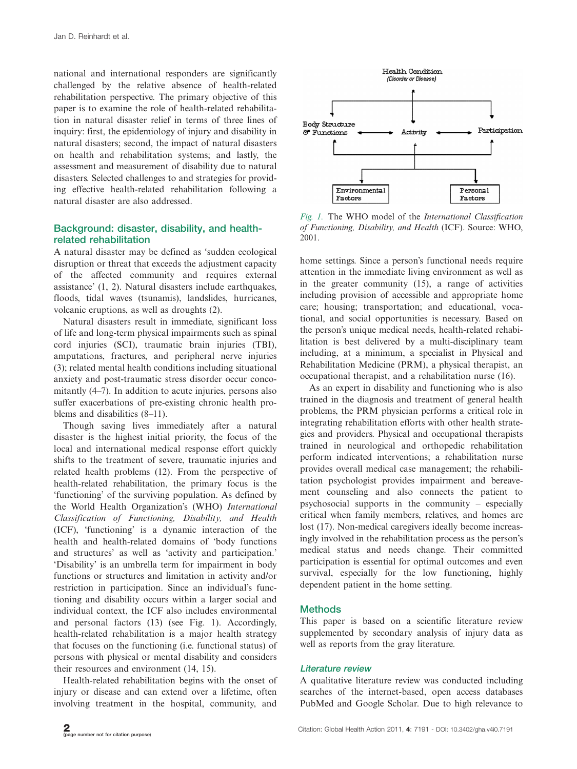national and international responders are significantly challenged by the relative absence of health-related rehabilitation perspective. The primary objective of this paper is to examine the role of health-related rehabilitation in natural disaster relief in terms of three lines of inquiry: first, the epidemiology of injury and disability in natural disasters; second, the impact of natural disasters on health and rehabilitation systems; and lastly, the assessment and measurement of disability due to natural disasters. Selected challenges to and strategies for providing effective health-related rehabilitation following a natural disaster are also addressed.

## Background: disaster, disability, and health-related rehabilitation

A natural disaster may be defined as 'sudden ecological disruption or threat that exceeds the adjustment capacity of the affected community and requires external assistance' (1, 2). Natural disasters include earthquakes, floods, tidal waves (tsunamis), landslides, hurricanes, volcanic eruptions, as well as droughts (2).

Natural disasters result in immediate, significant loss of life and long-term physical impairments such as spinal cord injuries (SCI), traumatic brain injuries (TBI), amputations, fractures, and peripheral nerve injuries (3); related mental health conditions including situational anxiety and post-traumatic stress disorder occur concomitantly (4–7). In addition to acute injuries, persons also suffer exacerbations of pre-existing chronic health problems and disabilities (8–11).

Though saving lives immediately after a natural disaster is the highest initial priority, the focus of the local and international medical response effort quickly shifts to the treatment of severe, traumatic injuries and related health problems (12). From the perspective of health-related rehabilitation, the primary focus is the 'functioning' of the surviving population. As defined by the World Health Organization's (WHO) *International Classification of Functioning, Disability, and Health* (ICF), 'functioning' is a dynamic interaction of the health and health-related domains of 'body functions and structures' as well as 'activity and participation.' 'Disability' is an umbrella term for impairment in body functions or structures and limitation in activity and/or restriction in participation. Since an individual's functioning and disability occurs within a larger social and individual context, the ICF also includes environmental and personal factors (13) (see Fig. 1). Accordingly, health-related rehabilitation is a major health strategy that focuses on the functioning (i.e. functional status) of persons with physical or mental disability and considers their resources and environment (14, 15).

Health-related rehabilitation begins with the onset of injury or disease and can extend over a lifetime, often involving treatment in the hospital, community, and home settings. Since a person's functional needs require attention in the immediate living environment as well as in the greater community (15), a range of activities including provision of accessible and appropriate home care; housing; transportation; and educational, vocational, and social opportunities is necessary. Based on the person's unique medical needs, health-related rehabilitation is best delivered by a multi-disciplinary team including, at a minimum, a specialist in Physical and Rehabilitation Medicine (PRM), a physical therapist, an occupational therapist, and a rehabilitation nurse (16).

*Fig. 1.* The WHO model of the *International Classification of Functioning, Disability, and Health* (ICF). Source: WHO, 2001.

As an expert in disability and functioning who is also trained in the diagnosis and treatment of general health problems, the PRM physician performs a critical role in integrating rehabilitation efforts with other health strategies and providers. Physical and occupational therapists trained in neurological and orthopedic rehabilitation perform indicated interventions; a rehabilitation nurse provides overall medical case management; the rehabilitation psychologist provides impairment and bereavement counseling and also connects the patient to psychosocial supports in the community – especially critical when family members, relatives, and homes are lost (17). Non-medical caregivers ideally become increasingly involved in the rehabilitation process as the person's medical status and needs change. Their committed participation is essential for optimal outcomes and even survival, especially for the low functioning, highly dependent patient in the home setting.

## Methods

This paper is based on a scientific literature review supplemented by secondary analysis of injury data as well as reports from the gray literature.

### Literature review

A qualitative literature review was conducted including searches of the internet-based, open access databases PubMed and Google Scholar. Due to high relevance to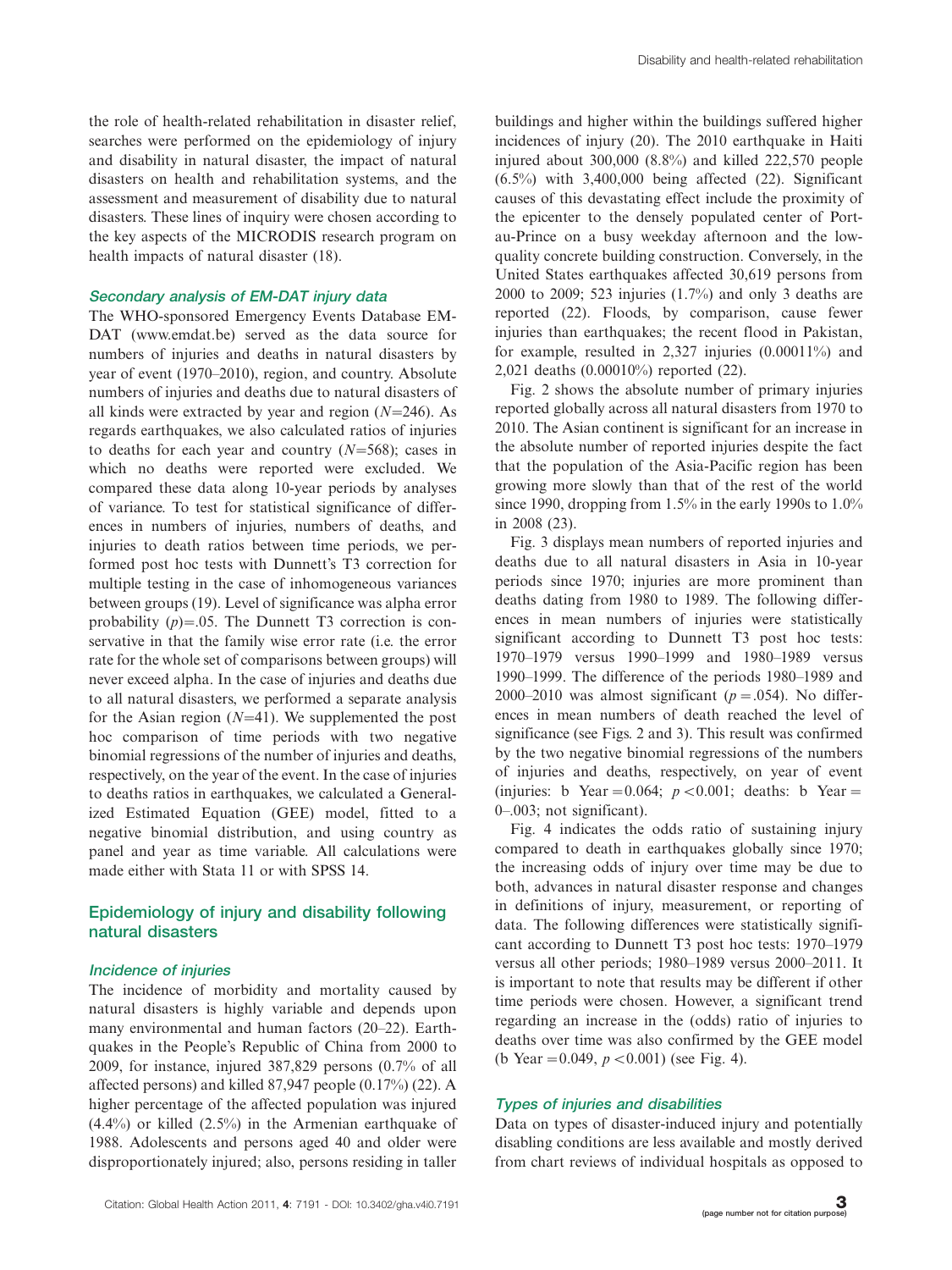the role of health-related rehabilitation in disaster relief, searches were performed on the epidemiology of injury and disability in natural disaster, the impact of natural disasters on health and rehabilitation systems, and the assessment and measurement of disability due to natural disasters. These lines of inquiry were chosen according to the key aspects of the MICRODIS research program on health impacts of natural disaster (18).

### *Secondary analysis of EM-DAT injury data*

The WHO-sponsored Emergency Events Database EM-DAT (www.emdat.be) served as the data source for numbers of injuries and deaths in natural disasters by year of event (1970–2010), region, and country. Absolute numbers of injuries and deaths due to natural disasters of all kinds were extracted by year and region ($N=246$). As regards earthquakes, we also calculated ratios of injuries to deaths for each year and country ($N=568$); cases in which no deaths were reported were excluded. We compared these data along 10-year periods by analyses of variance. To test for statistical significance of differences in numbers of injuries, numbers of deaths, and injuries to death ratios between time periods, we performed post hoc tests with Dunnett's T3 correction for multiple testing in the case of inhomogeneous variances between groups (19). Level of significance was alpha error probability $(p)=.05$. The Dunnett T3 correction is conservative in that the family wise error rate (i.e. the error rate for the whole set of comparisons between groups) will never exceed alpha. In the case of injuries and deaths due to all natural disasters, we performed a separate analysis for the Asian region ($N=41$). We supplemented the post hoc comparison of time periods with two negative binomial regressions of the number of injuries and deaths, respectively, on the year of the event. In the case of injuries to deaths ratios in earthquakes, we calculated a Generalized Estimated Equation (GEE) model, fitted to a negative binomial distribution, and using country as panel and year as time variable. All calculations were made either with Stata 11 or with SPSS 14.

## Epidemiology of injury and disability following natural disasters

### *Incidence of injuries*

The incidence of morbidity and mortality caused by natural disasters is highly variable and depends upon many environmental and human factors (20–22). Earthquakes in the People's Republic of China from 2000 to 2009, for instance, injured 387,829 persons (0.7% of all affected persons) and killed 87,947 people (0.17%) (22). A higher percentage of the affected population was injured (4.4%) or killed (2.5%) in the Armenian earthquake of 1988. Adolescents and persons aged 40 and older were disproportionately injured; also, persons residing in taller buildings and higher within the buildings suffered higher incidences of injury (20). The 2010 earthquake in Haiti injured about 300,000 (8.8%) and killed 222,570 people (6.5%) with 3,400,000 being affected (22). Significant causes of this devastating effect include the proximity of the epicenter to the densely populated center of Port-au-Prince on a busy weekday afternoon and the low-quality concrete building construction. Conversely, in the United States earthquakes affected 30,619 persons from 2000 to 2009; 523 injuries (1.7%) and only 3 deaths are reported (22). Floods, by comparison, cause fewer injuries than earthquakes; the recent flood in Pakistan, for example, resulted in 2,327 injuries (0.00011%) and 2,021 deaths (0.00010%) reported (22).

Fig. 2 shows the absolute number of primary injuries reported globally across all natural disasters from 1970 to 2010. The Asian continent is significant for an increase in the absolute number of reported injuries despite the fact that the population of the Asia-Pacific region has been growing more slowly than that of the rest of the world since 1990, dropping from 1.5% in the early 1990s to 1.0% in 2008 (23).

Fig. 3 displays mean numbers of reported injuries and deaths due to all natural disasters in Asia in 10-year periods since 1970; injuries are more prominent than deaths dating from 1980 to 1989. The following differences in mean numbers of injuries were statistically significant according to Dunnett T3 post hoc tests: 1970–1979 versus 1990–1999 and 1980–1989 versus 1990–1999. The difference of the periods 1980–1989 and 2000–2010 was almost significant ($p=.054$). No differences in mean numbers of death reached the level of significance (see Figs. 2 and 3). This result was confirmed by the two negative binomial regressions of the numbers of injuries and deaths, respectively, on year of event (injuries: b Year $=0.064$; $p<0.001$; deaths: b Year $=$ 0–.003; not significant).

Fig. 4 indicates the odds ratio of sustaining injury compared to death in earthquakes globally since 1970; the increasing odds of injury over time may be due to both, advances in natural disaster response and changes in definitions of injury, measurement, or reporting of data. The following differences were statistically significant according to Dunnett T3 post hoc tests: 1970–1979 versus all other periods; 1980–1989 versus 2000–2011. It is important to note that results may be different if other time periods were chosen. However, a significant trend regarding an increase in the (odds) ratio of injuries to deaths over time was also confirmed by the GEE model (b Year $=0.049$, $p<0.001$) (see Fig. 4).

### *Types of injuries and disabilities*

Data on types of disaster-induced injury and potentially disabling conditions are less available and mostly derived from chart reviews of individual hospitals as opposed to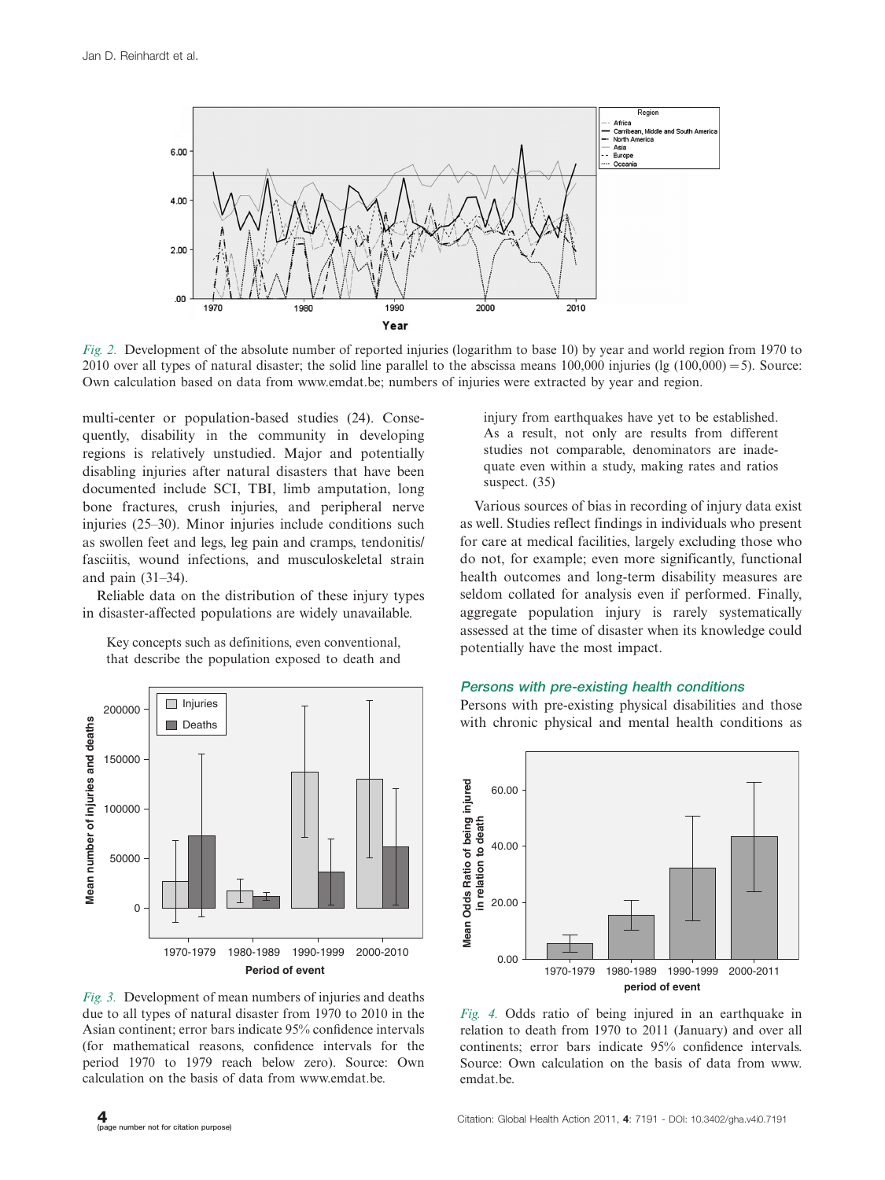*Fig. 2.* Development of the absolute number of reported injuries (logarithm to base 10) by year and world region from 1970 to 2010 over all types of natural disaster; the solid line parallel to the abscissa means 100,000 injuries (lg (100,000) = 5). Source: Own calculation based on data from www.emdat.be; numbers of injuries were extracted by year and region.

multi-center or population-based studies (24). Consequently, disability in the community in developing regions is relatively unstudied. Major and potentially disabling injuries after natural disasters that have been documented include SCI, TBI, limb amputation, long bone fractures, crush injuries, and peripheral nerve injuries (25–30). Minor injuries include conditions such as swollen feet and legs, leg pain and cramps, tendonitis/fasciitis, wound infections, and musculoskeletal strain and pain (31–34).

Reliable data on the distribution of these injury types in disaster-affected populations are widely unavailable.

> Key concepts such as definitions, even conventional, that describe the population exposed to death and injury from earthquakes have yet to be established. As a result, not only are results from different studies not comparable, denominators are inadequate even within a study, making rates and ratios suspect. (35)

Various sources of bias in recording of injury data exist as well. Studies reflect findings in individuals who present for care at medical facilities, largely excluding those who do not, for example; even more significantly, functional health outcomes and long-term disability measures are seldom collated for analysis even if performed. Finally, aggregate population injury is rarely systematically assessed at the time of disaster when its knowledge could potentially have the most impact.

*Fig. 3.* Development of mean numbers of injuries and deaths due to all types of natural disaster from 1970 to 2010 in the Asian continent; error bars indicate 95% confidence intervals (for mathematical reasons, confidence intervals for the period 1970 to 1979 reach below zero). Source: Own calculation on the basis of data from www.emdat.be.

### Persons with pre-existing health conditions

Persons with pre-existing physical disabilities and those with chronic physical and mental health conditions as

*Fig. 4.* Odds ratio of being injured in an earthquake in relation to death from 1970 to 2011 (January) and over all continents; error bars indicate 95% confidence intervals. Source: Own calculation on the basis of data from www.emdat.be.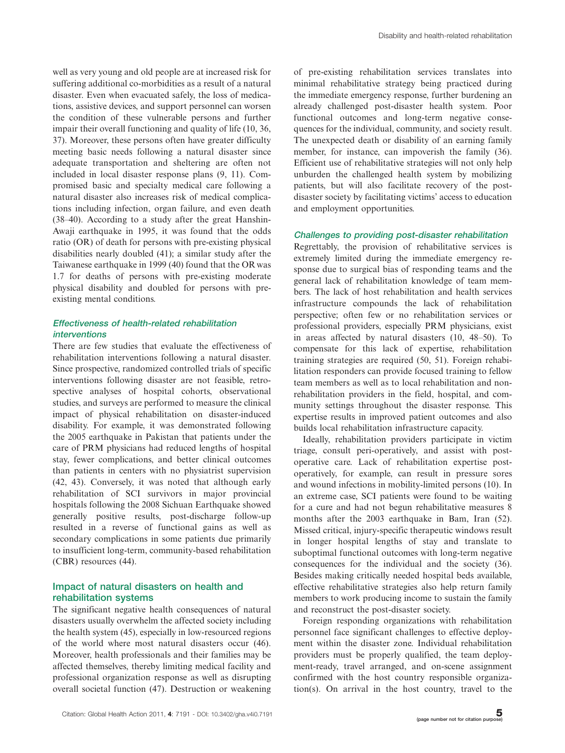well as very young and old people are at increased risk for suffering additional co-morbidities as a result of a natural disaster. Even when evacuated safely, the loss of medications, assistive devices, and support personnel can worsen the condition of these vulnerable persons and further impair their overall functioning and quality of life (10, 36, 37). Moreover, these persons often have greater difficulty meeting basic needs following a natural disaster since adequate transportation and sheltering are often not included in local disaster response plans (9, 11). Compromised basic and specialty medical care following a natural disaster also increases risk of medical complications including infection, organ failure, and even death (38–40). According to a study after the great Hanshin-Awaji earthquake in 1995, it was found that the odds ratio (OR) of death for persons with pre-existing physical disabilities nearly doubled (41); a similar study after the Taiwanese earthquake in 1999 (40) found that the OR was 1.7 for deaths of persons with pre-existing moderate physical disability and doubled for persons with pre-existing mental conditions.

### *Effectiveness of health-related rehabilitation interventions*

There are few studies that evaluate the effectiveness of rehabilitation interventions following a natural disaster. Since prospective, randomized controlled trials of specific interventions following disaster are not feasible, retrospective analyses of hospital cohorts, observational studies, and surveys are performed to measure the clinical impact of physical rehabilitation on disaster-induced disability. For example, it was demonstrated following the 2005 earthquake in Pakistan that patients under the care of PRM physicians had reduced lengths of hospital stay, fewer complications, and better clinical outcomes than patients in centers with no physiatrist supervision (42, 43). Conversely, it was noted that although early rehabilitation of SCI survivors in major provincial hospitals following the 2008 Sichuan Earthquake showed generally positive results, post-discharge follow-up resulted in a reverse of functional gains as well as secondary complications in some patients due primarily to insufficient long-term, community-based rehabilitation (CBR) resources (44).

## Impact of natural disasters on health and rehabilitation systems

The significant negative health consequences of natural disasters usually overwhelm the affected society including the health system (45), especially in low-resourced regions of the world where most natural disasters occur (46). Moreover, health professionals and their families may be affected themselves, thereby limiting medical facility and professional organization response as well as disrupting overall societal function (47). Destruction or weakening of pre-existing rehabilitation services translates into minimal rehabilitative strategy being practiced during the immediate emergency response, further burdening an already challenged post-disaster health system. Poor functional outcomes and long-term negative consequences for the individual, community, and society result. The unexpected death or disability of an earning family member, for instance, can impoverish the family (36). Efficient use of rehabilitative strategies will not only help unburden the challenged health system by mobilizing patients, but will also facilitate recovery of the post-disaster society by facilitating victims' access to education and employment opportunities.

### *Challenges to providing post-disaster rehabilitation*

Regrettably, the provision of rehabilitative services is extremely limited during the immediate emergency response due to surgical bias of responding teams and the general lack of rehabilitation knowledge of team members. The lack of host rehabilitation and health services infrastructure compounds the lack of rehabilitation perspective; often few or no rehabilitation services or professional providers, especially PRM physicians, exist in areas affected by natural disasters (10, 48–50). To compensate for this lack of expertise, rehabilitation training strategies are required (50, 51). Foreign rehabilitation responders can provide focused training to fellow team members as well as to local rehabilitation and non-rehabilitation providers in the field, hospital, and community settings throughout the disaster response. This expertise results in improved patient outcomes and also builds local rehabilitation infrastructure capacity.

Ideally, rehabilitation providers participate in victim triage, consult peri-operatively, and assist with post-operative care. Lack of rehabilitation expertise post-operatively, for example, can result in pressure sores and wound infections in mobility-limited persons (10). In an extreme case, SCI patients were found to be waiting for a cure and had not begun rehabilitative measures 8 months after the 2003 earthquake in Bam, Iran (52). Missed critical, injury-specific therapeutic windows result in longer hospital lengths of stay and translate to suboptimal functional outcomes with long-term negative consequences for the individual and the society (36). Besides making critically needed hospital beds available, effective rehabilitative strategies also help return family members to work producing income to sustain the family and reconstruct the post-disaster society.

Foreign responding organizations with rehabilitation personnel face significant challenges to effective deployment within the disaster zone. Individual rehabilitation providers must be properly qualified, the team deployment-ready, travel arranged, and on-scene assignment confirmed with the host country responsible organization(s). On arrival in the host country, travel to the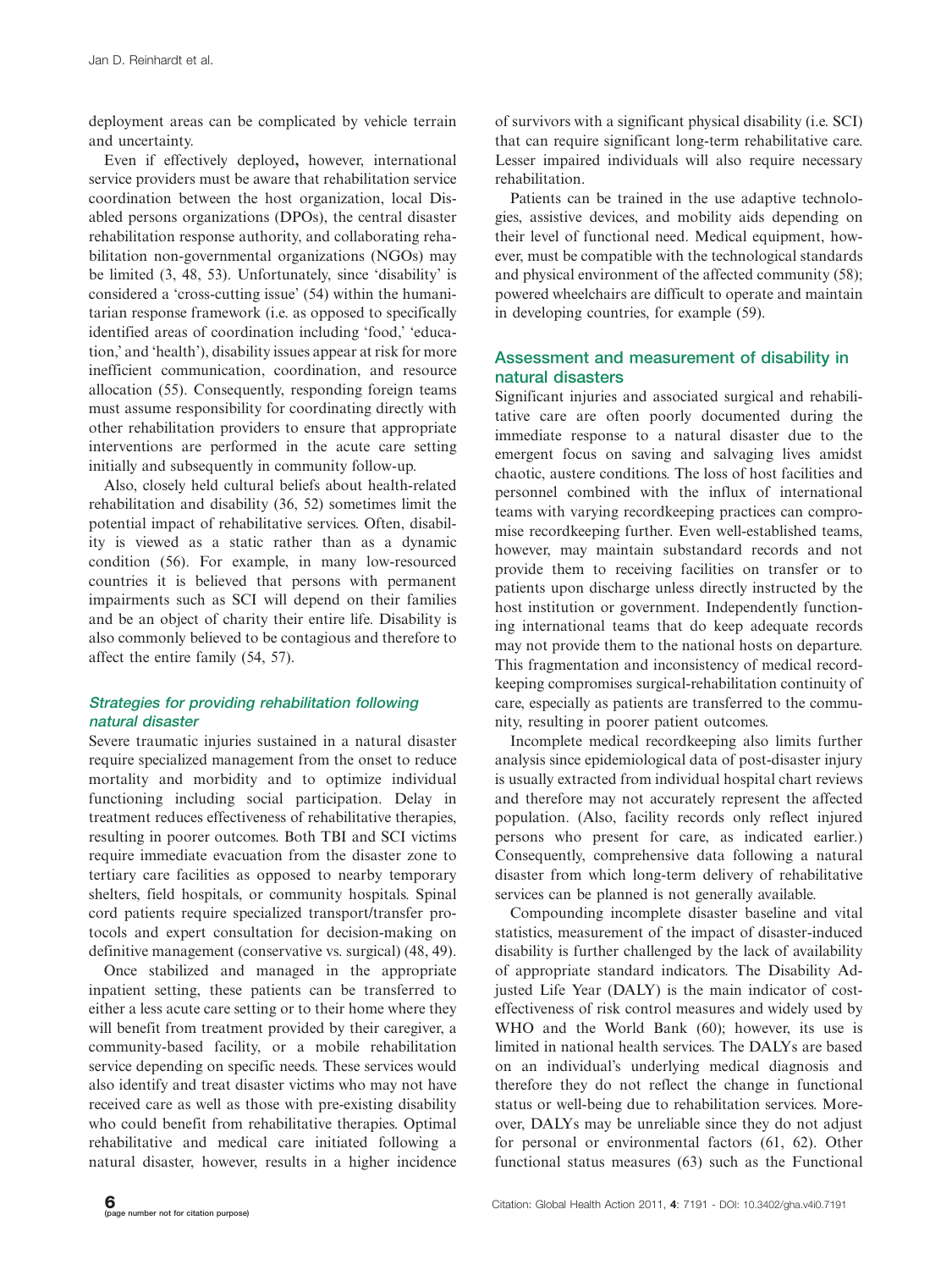deployment areas can be complicated by vehicle terrain and uncertainty.

Even if effectively deployed, however, international service providers must be aware that rehabilitation service coordination between the host organization, local Disabled persons organizations (DPOs), the central disaster rehabilitation response authority, and collaborating rehabilitation non-governmental organizations (NGOs) may be limited (3, 48, 53). Unfortunately, since 'disability' is considered a 'cross-cutting issue' (54) within the humanitarian response framework (i.e. as opposed to specifically identified areas of coordination including 'food,' 'education,' and 'health'), disability issues appear at risk for more inefficient communication, coordination, and resource allocation (55). Consequently, responding foreign teams must assume responsibility for coordinating directly with other rehabilitation providers to ensure that appropriate interventions are performed in the acute care setting initially and subsequently in community follow-up.

Also, closely held cultural beliefs about health-related rehabilitation and disability (36, 52) sometimes limit the potential impact of rehabilitative services. Often, disability is viewed as a static rather than as a dynamic condition (56). For example, in many low-resourced countries it is believed that persons with permanent impairments such as SCI will depend on their families and be an object of charity their entire life. Disability is also commonly believed to be contagious and therefore to affect the entire family (54, 57).

### *Strategies for providing rehabilitation following natural disaster*

Severe traumatic injuries sustained in a natural disaster require specialized management from the onset to reduce mortality and morbidity and to optimize individual functioning including social participation. Delay in treatment reduces effectiveness of rehabilitative therapies, resulting in poorer outcomes. Both TBI and SCI victims require immediate evacuation from the disaster zone to tertiary care facilities as opposed to nearby temporary shelters, field hospitals, or community hospitals. Spinal cord patients require specialized transport/transfer protocols and expert consultation for decision-making on definitive management (conservative vs. surgical) (48, 49).

Once stabilized and managed in the appropriate inpatient setting, these patients can be transferred to either a less acute care setting or to their home where they will benefit from treatment provided by their caregiver, a community-based facility, or a mobile rehabilitation service depending on specific needs. These services would also identify and treat disaster victims who may not have received care as well as those with pre-existing disability who could benefit from rehabilitative therapies. Optimal rehabilitative and medical care initiated following a natural disaster, however, results in a higher incidence of survivors with a significant physical disability (i.e. SCI) that can require significant long-term rehabilitative care. Lesser impaired individuals will also require necessary rehabilitation.

Patients can be trained in the use adaptive technologies, assistive devices, and mobility aids depending on their level of functional need. Medical equipment, however, must be compatible with the technological standards and physical environment of the affected community (58); powered wheelchairs are difficult to operate and maintain in developing countries, for example (59).

## Assessment and measurement of disability in natural disasters

Significant injuries and associated surgical and rehabilitative care are often poorly documented during the immediate response to a natural disaster due to the emergent focus on saving and salvaging lives amidst chaotic, austere conditions. The loss of host facilities and personnel combined with the influx of international teams with varying recordkeeping practices can compromise recordkeeping further. Even well-established teams, however, may maintain substandard records and not provide them to receiving facilities on transfer or to patients upon discharge unless directly instructed by the host institution or government. Independently functioning international teams that do keep adequate records may not provide them to the national hosts on departure. This fragmentation and inconsistency of medical recordkeeping compromises surgical-rehabilitation continuity of care, especially as patients are transferred to the community, resulting in poorer patient outcomes.

Incomplete medical recordkeeping also limits further analysis since epidemiological data of post-disaster injury is usually extracted from individual hospital chart reviews and therefore may not accurately represent the affected population. (Also, facility records only reflect injured persons who present for care, as indicated earlier.) Consequently, comprehensive data following a natural disaster from which long-term delivery of rehabilitative services can be planned is not generally available.

Compounding incomplete disaster baseline and vital statistics, measurement of the impact of disaster-induced disability is further challenged by the lack of availability of appropriate standard indicators. The Disability Adjusted Life Year (DALY) is the main indicator of cost-effectiveness of risk control measures and widely used by WHO and the World Bank (60); however, its use is limited in national health services. The DALYs are based on an individual's underlying medical diagnosis and therefore they do not reflect the change in functional status or well-being due to rehabilitation services. Moreover, DALYs may be unreliable since they do not adjust for personal or environmental factors (61, 62). Other functional status measures (63) such as the Functional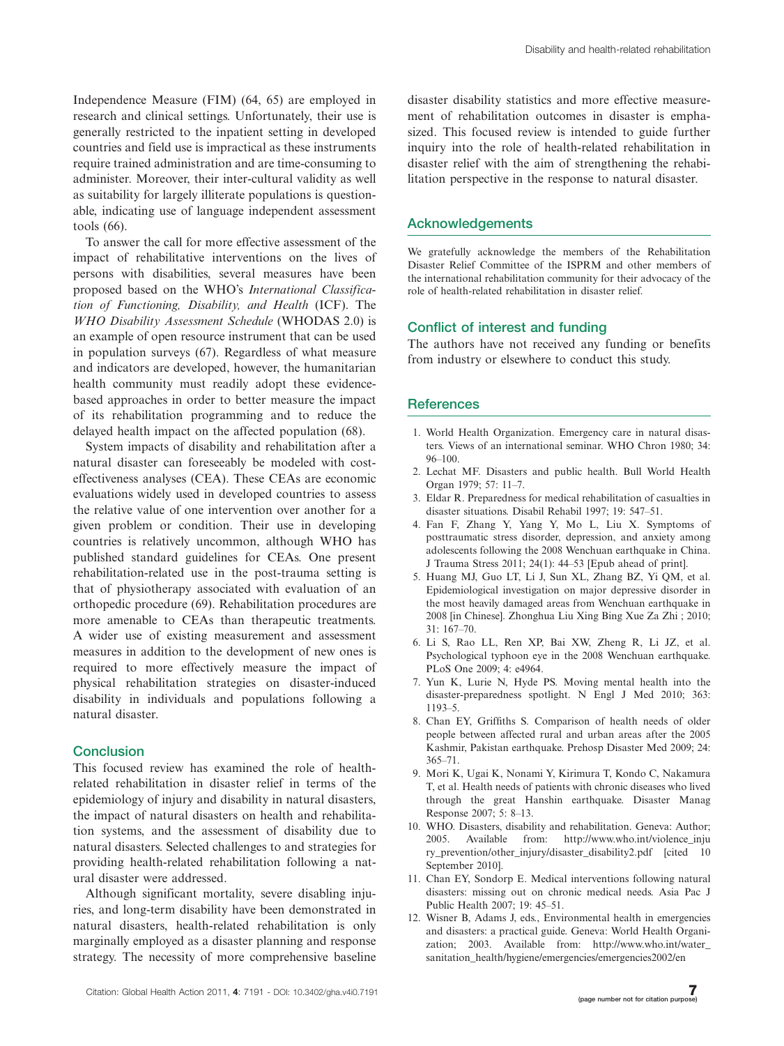Independence Measure (FIM) (64, 65) are employed in research and clinical settings. Unfortunately, their use is generally restricted to the inpatient setting in developed countries and field use is impractical as these instruments require trained administration and are time-consuming to administer. Moreover, their inter-cultural validity as well as suitability for largely illiterate populations is questionable, indicating use of language independent assessment tools (66).

To answer the call for more effective assessment of the impact of rehabilitative interventions on the lives of persons with disabilities, several measures have been proposed based on the WHO's *International Classification of Functioning, Disability, and Health* (ICF). The *WHO Disability Assessment Schedule* (WHODAS 2.0) is an example of open resource instrument that can be used in population surveys (67). Regardless of what measure and indicators are developed, however, the humanitarian health community must readily adopt these evidence-based approaches in order to better measure the impact of its rehabilitation programming and to reduce the delayed health impact on the affected population (68).

System impacts of disability and rehabilitation after a natural disaster can foreseeably be modeled with cost-effectiveness analyses (CEA). These CEAs are economic evaluations widely used in developed countries to assess the relative value of one intervention over another for a given problem or condition. Their use in developing countries is relatively uncommon, although WHO has published standard guidelines for CEAs. One present rehabilitation-related use in the post-trauma setting is that of physiotherapy associated with evaluation of an orthopedic procedure (69). Rehabilitation procedures are more amenable to CEAs than therapeutic treatments. A wider use of existing measurement and assessment measures in addition to the development of new ones is required to more effectively measure the impact of physical rehabilitation strategies on disaster-induced disability in individuals and populations following a natural disaster.

## Conclusion

This focused review has examined the role of health-related rehabilitation in disaster relief in terms of the epidemiology of injury and disability in natural disasters, the impact of natural disasters on health and rehabilitation systems, and the assessment of disability due to natural disasters. Selected challenges to and strategies for providing health-related rehabilitation following a natural disaster were addressed.

Although significant mortality, severe disabling injuries, and long-term disability have been demonstrated in natural disasters, health-related rehabilitation is only marginally employed as a disaster planning and response strategy. The necessity of more comprehensive baseline disaster disability statistics and more effective measurement of rehabilitation outcomes in disaster is emphasized. This focused review is intended to guide further inquiry into the role of health-related rehabilitation in disaster relief with the aim of strengthening the rehabilitation perspective in the response to natural disaster.

## Acknowledgements

We gratefully acknowledge the members of the Rehabilitation Disaster Relief Committee of the ISPRM and other members of the international rehabilitation community for their advocacy of the role of health-related rehabilitation in disaster relief.

## Conflict of interest and funding

The authors have not received any funding or benefits from industry or elsewhere to conduct this study.

## References

1. World Health Organization. Emergency care in natural disasters. Views of an international seminar. WHO Chron 1980; 34: 96–100.
2. Lechat MF. Disasters and public health. Bull World Health Organ 1979; 57: 11–7.
3. Eldar R. Preparedness for medical rehabilitation of casualties in disaster situations. Disabil Rehabil 1997; 19: 547–51.
4. Fan F, Zhang Y, Yang Y, Mo L, Liu X. Symptoms of posttraumatic stress disorder, depression, and anxiety among adolescents following the 2008 Wenchuan earthquake in China. J Trauma Stress 2011; 24(1): 44–53 [Epub ahead of print].
5. Huang MJ, Guo LT, Li J, Sun XL, Zhang BZ, Yi QM, et al. Epidemiological investigation on major depressive disorder in the most heavily damaged areas from Wenchuan earthquake in 2008 [in Chinese]. Zhonghua Liu Xing Bing Xue Za Zhi ; 2010; 31: 167–70.
6. Li S, Rao LL, Ren XP, Bai XW, Zheng R, Li JZ, et al. Psychological typhoon eye in the 2008 Wenchuan earthquake. PLoS One 2009; 4: e4964.
7. Yun K, Lurie N, Hyde PS. Moving mental health into the disaster-preparedness spotlight. N Engl J Med 2010; 363: 1193–5.
8. Chan EY, Griffiths S. Comparison of health needs of older people between affected rural and urban areas after the 2005 Kashmir, Pakistan earthquake. Prehosp Disaster Med 2009; 24: 365–71.
9. Mori K, Ugai K, Nonami Y, Kirimura T, Kondo C, Nakamura T, et al. Health needs of patients with chronic diseases who lived through the great Hanshin earthquake. Disaster Manag Response 2007; 5: 8–13.
10. WHO. Disasters, disability and rehabilitation. Geneva: Author; 2005. Available from: http://www.who.int/violence_injury_prevention/other_injury/disaster_disability2.pdf [cited 10 September 2010].
11. Chan EY, Sondorp E. Medical interventions following natural disasters: missing out on chronic medical needs. Asia Pac J Public Health 2007; 19: 45–51.
12. Wisner B, Adams J, eds., Environmental health in emergencies and disasters: a practical guide. Geneva: World Health Organization; 2003. Available from: http://www.who.int/water_sanitation_health/hygiene/emergencies/emergencies2002/en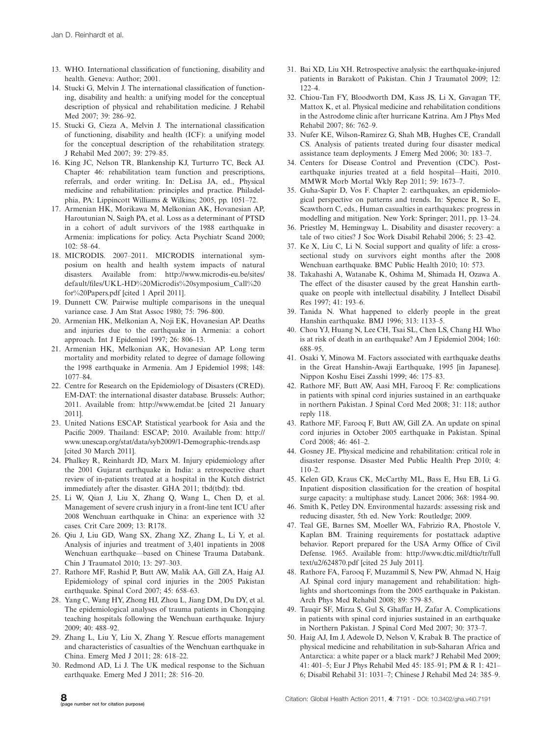13. WHO. International classification of functioning, disability and health. Geneva: Author; 2001.
14. Stucki G, Melvin J. The international classification of functioning, disability and health: a unifying model for the conceptual description of physical and rehabilitation medicine. J Rehabil Med 2007; 39: 286–92.
15. Stucki G, Cieza A, Melvin J. The international classification of functioning, disability and health (ICF): a unifying model for the conceptual description of the rehabilitation strategy. J Rehabil Med 2007; 39: 279–85.
16. King JC, Nelson TR, Blankenship KJ, Turturro TC, Beck AJ. Chapter 46: rehabilitation team function and prescriptions, referrals, and order writing. In: DeLisa JA, ed., Physical medicine and rehabilitation: principles and practice. Philadelphia, PA: Lippincott Williams & Wilkins; 2005, pp. 1051–72.
17. Armenian HK, Morikawa M, Melkonian AK, Hovanesian AP, Haroutunian N, Saigh PA, et al. Loss as a determinant of PTSD in a cohort of adult survivors of the 1988 earthquake in Armenia: implications for policy. Acta Psychiatr Scand 2000; 102: 58–64.
18. MICRODIS. 2007–2011. MICRODIS international symposium on health and health system impacts of natural disasters. Available from: http://www.microdis-eu.be/sites/default/files/UKL-HD%20Microdis%20symposium_Call%20for%20Papers.pdf [cited 1 April 2011].
19. Dunnett CW. Pairwise multiple comparisons in the unequal variance case. J Am Stat Assoc 1980; 75: 796–800.
20. Armenian HK, Melkonian A, Noji EK, Hovanesian AP. Deaths and injuries due to the earthquake in Armenia: a cohort approach. Int J Epidemiol 1997; 26: 806–13.
21. Armenian HK, Melkonian AK, Hovanesian AP. Long term mortality and morbidity related to degree of damage following the 1998 earthquake in Armenia. Am J Epidemiol 1998; 148: 1077–84.
22. Centre for Research on the Epidemiology of Disasters (CRED). EM-DAT: the international disaster database. Brussels: Author; 2011. Available from: http://www.emdat.be [cited 21 January 2011].
23. United Nations ESCAP. Statistical yearbook for Asia and the Pacific 2009. Thailand: ESCAP; 2010. Available from: http://www.unescap.org/stat/data/syb2009/1-Demographic-trends.asp [cited 30 March 2011].
24. Phalkey R, Reinhardt JD, Marx M. Injury epidemiology after the 2001 Gujarat earthquake in India: a retrospective chart review of in-patients treated at a hospital in the Kutch district immediately after the disaster. GHA 2011; tbd(tbd): tbd.
25. Li W, Qian J, Liu X, Zhang Q, Wang L, Chen D, et al. Management of severe crush injury in a front-line tent ICU after 2008 Wenchuan earthquake in China: an experience with 32 cases. Crit Care 2009; 13: R178.
26. Qiu J, Liu GD, Wang SX, Zhang XZ, Zhang L, Li Y, et al. Analysis of injuries and treatment of 3,401 inpatients in 2008 Wenchuan earthquake—based on Chinese Trauma Databank. Chin J Traumatol 2010; 13: 297–303.
27. Rathore MF, Rashid P, Butt AW, Malik AA, Gill ZA, Haig AJ. Epidemiology of spinal cord injuries in the 2005 Pakistan earthquake. Spinal Cord 2007; 45: 658–63.
28. Yang C, Wang HY, Zhong HJ, Zhou L, Jiang DM, Du DY, et al. The epidemiological analyses of trauma patients in Chongqing teaching hospitals following the Wenchuan earthquake. Injury 2009; 40: 488–92.
29. Zhang L, Liu Y, Liu X, Zhang Y. Rescue efforts management and characteristics of casualties of the Wenchuan earthquake in China. Emerg Med J 2011; 28: 618–22.
30. Redmond AD, Li J. The UK medical response to the Sichuan earthquake. Emerg Med J 2011; 28: 516–20.
31. Bai XD, Liu XH. Retrospective analysis: the earthquake-injured patients in Barakott of Pakistan. Chin J Traumatol 2009; 12: 122–4.
32. Chiou-Tan FY, Bloodworth DM, Kass JS, Li X, Gavagan TF, Mattox K, et al. Physical medicine and rehabilitation conditions in the Astrodome clinic after hurricane Katrina. Am J Phys Med Rehabil 2007; 86: 762–9.
33. Nufer KE, Wilson-Ramirez G, Shah MB, Hughes CE, Crandall CS. Analysis of patients treated during four disaster medical assistance team deployments. J Emerg Med 2006; 30: 183–7.
34. Centers for Disease Control and Prevention (CDC). Post-earthquake injuries treated at a field hospital—Haiti, 2010. MMWR Morb Mortal Wkly Rep 2011; 59: 1673–7.
35. Guha-Sapir D, Vos F. Chapter 2: earthquakes, an epidemiological perspective on patterns and trends. In: Spence R, So E, Scawthorn C, eds., Human casualties in earthquakes: progress in modelling and mitigation. New York: Springer; 2011, pp. 13–24.
36. Priestley M, Hemingway L. Disability and disaster recovery: a tale of two cities? J Soc Work Disabil Rehabil 2006; 5: 23–42.
37. Ke X, Liu C, Li N. Social support and quality of life: a cross-sectional study on survivors eight months after the 2008 Wenchuan earthquake. BMC Public Health 2010; 10: 573.
38. Takahashi A, Watanabe K, Oshima M, Shimada H, Ozawa A. The effect of the disaster caused by the great Hanshin earthquake on people with intellectual disability. J Intellect Disabil Res 1997; 41: 193–6.
39. Tanida N. What happened to elderly people in the great Hanshin earthquake. BMJ 1996; 313: 1133–5.
40. Chou YJ, Huang N, Lee CH, Tsai SL, Chen LS, Chang HJ. Who is at risk of death in an earthquake? Am J Epidemiol 2004; 160: 688–95.
41. Osaki Y, Minowa M. Factors associated with earthquake deaths in the Great Hanshin-Awaji Earthquake, 1995 [in Japanese]. Nippon Koshu Eisei Zasshi 1999; 46: 175–83.
42. Rathore MF, Butt AW, Aasi MH, Farooq F. Re: complications in patients with spinal cord injuries sustained in an earthquake in northern Pakistan. J Spinal Cord Med 2008; 31: 118; author reply 118.
43. Rathore MF, Farooq F, Butt AW, Gill ZA. An update on spinal cord injuries in October 2005 earthquake in Pakistan. Spinal Cord 2008; 46: 461–2.
44. Gosney JE. Physical medicine and rehabilitation: critical role in disaster response. Disaster Med Public Health Prep 2010; 4: 110–2.
45. Kelen GD, Kraus CK, McCarthy ML, Bass E, Hsu EB, Li G. Inpatient disposition classification for the creation of hospital surge capacity: a multiphase study. Lancet 2006; 368: 1984–90.
46. Smith K, Petley DN. Environmental hazards: assessing risk and reducing disaster, 5th ed. New York: Routledge; 2009.
47. Teal GE, Barnes SM, Moeller WA, Fabrizio RA, Phostole V, Kaplan BM. Training requirements for postattack adaptive behavior. Report prepared for the USA Army Office of Civil Defense. 1965. Available from: http://www.dtic.mil/dtic/tr/fulltext/u2/624870.pdf [cited 25 July 2011].
48. Rathore FA, Farooq F, Muzammil S, New PW, Ahmad N, Haig AJ. Spinal cord injury management and rehabilitation: highlights and shortcomings from the 2005 earthquake in Pakistan. Arch Phys Med Rehabil 2008; 89: 579–85.
49. Tauqir SF, Mirza S, Gul S, Ghaffar H, Zafar A. Complications in patients with spinal cord injuries sustained in an earthquake in Northern Pakistan. J Spinal Cord Med 2007; 30: 373–7.
50. Haig AJ, Im J, Adewole D, Nelson V, Krabak B. The practice of physical medicine and rehabilitation in sub-Saharan Africa and Antarctica: a white paper or a black mark? J Rehabil Med 2009; 41: 401–5; Eur J Phys Rehabil Med 45: 185–91; PM & R 1: 421–6; Disabil Rehabil 31: 1031–7; Chinese J Rehabil Med 24: 385–9.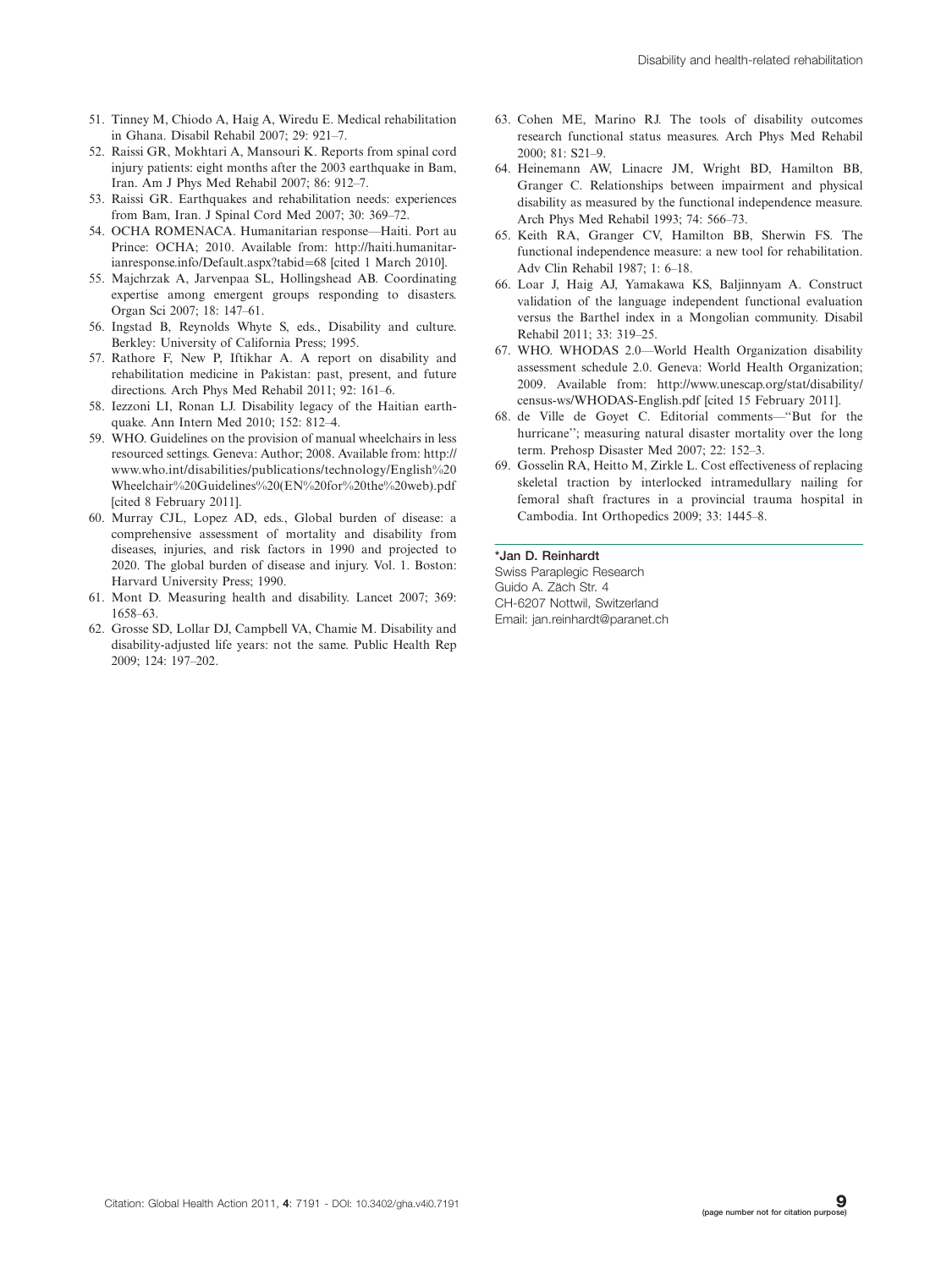51. Tinney M, Chiodo A, Haig A, Wiredu E. Medical rehabilitation in Ghana. Disabil Rehabil 2007; 29: 921–7.
52. Raissi GR, Mokhtari A, Mansouri K. Reports from spinal cord injury patients: eight months after the 2003 earthquake in Bam, Iran. Am J Phys Med Rehabil 2007; 86: 912–7.
53. Raissi GR. Earthquakes and rehabilitation needs: experiences from Bam, Iran. J Spinal Cord Med 2007; 30: 369–72.
54. OCHA ROMENACA. Humanitarian response—Haiti. Port au Prince: OCHA; 2010. Available from: http://haiti.humanitarianresponse.info/Default.aspx?tabid=68 [cited 1 March 2010].
55. Majchrzak A, Jarvenpaa SL, Hollingshead AB. Coordinating expertise among emergent groups responding to disasters. Organ Sci 2007; 18: 147–61.
56. Ingstad B, Reynolds Whyte S, eds., Disability and culture. Berkley: University of California Press; 1995.
57. Rathore F, New P, Iftikhar A. A report on disability and rehabilitation medicine in Pakistan: past, present, and future directions. Arch Phys Med Rehabil 2011; 92: 161–6.
58. Iezzoni LI, Ronan LJ. Disability legacy of the Haitian earthquake. Ann Intern Med 2010; 152: 812–4.
59. WHO. Guidelines on the provision of manual wheelchairs in less resourced settings. Geneva: Author; 2008. Available from: http://www.who.int/disabilities/publications/technology/English%20Wheelchair%20Guidelines%20(EN%20for%20the%20web).pdf [cited 8 February 2011].
60. Murray CJL, Lopez AD, eds., Global burden of disease: a comprehensive assessment of mortality and disability from diseases, injuries, and risk factors in 1990 and projected to 2020. The global burden of disease and injury. Vol. 1. Boston: Harvard University Press; 1990.
61. Mont D. Measuring health and disability. Lancet 2007; 369: 1658–63.
62. Grosse SD, Lollar DJ, Campbell VA, Chamie M. Disability and disability-adjusted life years: not the same. Public Health Rep 2009; 124: 197–202.
63. Cohen ME, Marino RJ. The tools of disability outcomes research functional status measures. Arch Phys Med Rehabil 2000; 81: S21–9.
64. Heinemann AW, Linacre JM, Wright BD, Hamilton BB, Granger C. Relationships between impairment and physical disability as measured by the functional independence measure. Arch Phys Med Rehabil 1993; 74: 566–73.
65. Keith RA, Granger CV, Hamilton BB, Sherwin FS. The functional independence measure: a new tool for rehabilitation. Adv Clin Rehabil 1987; 1: 6–18.
66. Loar J, Haig AJ, Yamakawa KS, Baljinnyam A. Construct validation of the language independent functional evaluation versus the Barthel index in a Mongolian community. Disabil Rehabil 2011; 33: 319–25.
67. WHO. WHODAS 2.0—World Health Organization disability assessment schedule 2.0. Geneva: World Health Organization; 2009. Available from: http://www.unescap.org/stat/disability/census-ws/WHODAS-English.pdf [cited 15 February 2011].
68. de Ville de Goyet C. Editorial comments—"But for the hurricane"; measuring natural disaster mortality over the long term. Prehosp Disaster Med 2007; 22: 152–3.
69. Gosselin RA, Heitto M, Zirkle L. Cost effectiveness of replacing skeletal traction by interlocked intramedullary nailing for femoral shaft fractures in a provincial trauma hospital in Cambodia. Int Orthopedics 2009; 33: 1445–8.

**\*Jan D. Reinhardt**
Swiss Paraplegic Research
Guido A. Zäch Str. 4
CH-6207 Nottwil, Switzerland
Email: jan.reinhardt@paranet.ch